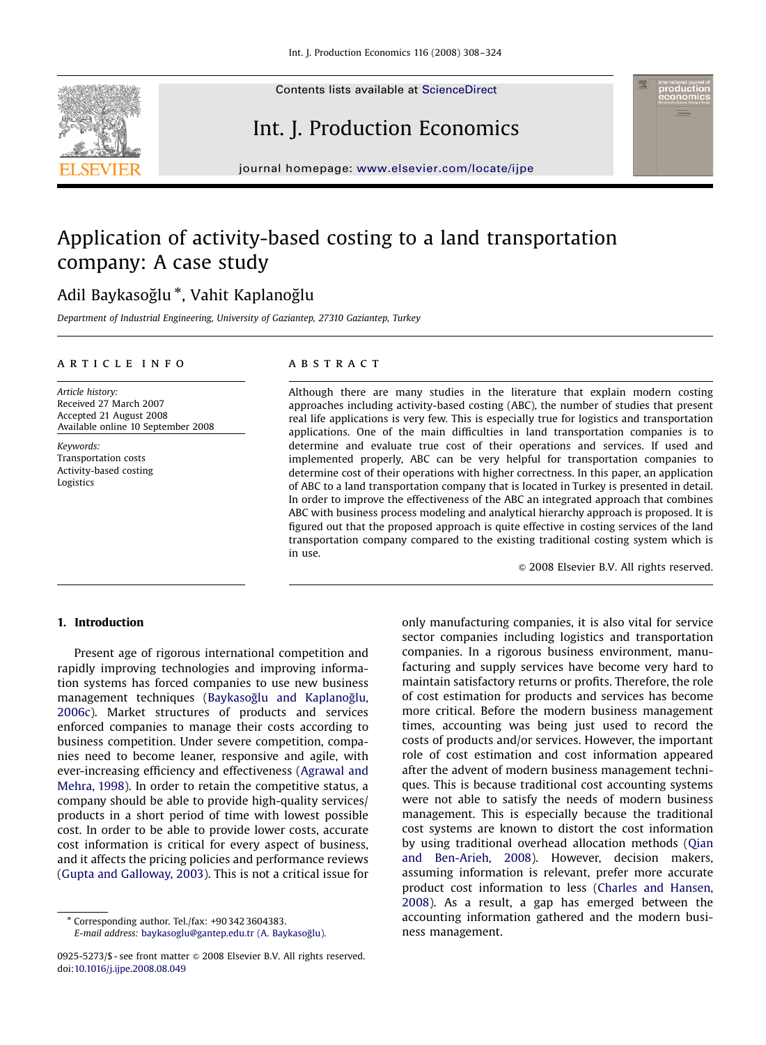Contents lists available at ScienceDirect

Int. J. Production Economics

journal homepage: www.elsevier.com/locate/ijpe

# Application of activity-based costing to a land transportation company: A case study

Adil Baykasoğlu *, Vahit Kaplanoğlu

*Department of Industrial Engineering, University of Gaziantep, 27310 Gaziantep, Turkey*

## ARTICLE INFO

*Article history:*
Received 27 March 2007
Accepted 21 August 2008
Available online 10 September 2008

*Keywords:*
Transportation costs
Activity-based costing
Logistics

## ABSTRACT

Although there are many studies in the literature that explain modern costing approaches including activity-based costing (ABC), the number of studies that present real life applications is very few. This is especially true for logistics and transportation applications. One of the main difficulties in land transportation companies is to determine and evaluate true cost of their operations and services. If used and implemented properly, ABC can be very helpful for transportation companies to determine cost of their operations with higher correctness. In this paper, an application of ABC to a land transportation company that is located in Turkey is presented in detail. In order to improve the effectiveness of the ABC an integrated approach that combines ABC with business process modeling and analytical hierarchy approach is proposed. It is figured out that the proposed approach is quite effective in costing services of the land transportation company compared to the existing traditional costing system which is in use.

© 2008 Elsevier B.V. All rights reserved.

## 1. Introduction

Present age of rigorous international competition and rapidly improving technologies and improving information systems has forced companies to use new business management techniques (Baykasoğlu and Kaplanoğlu, 2006c). Market structures of products and services enforced companies to manage their costs according to business competition. Under severe competition, companies need to become leaner, responsive and agile, with ever-increasing efficiency and effectiveness (Agrawal and Mehra, 1998). In order to retain the competitive status, a company should be able to provide high-quality services/products in a short period of time with lowest possible cost. In order to be able to provide lower costs, accurate cost information is critical for every aspect of business, and it affects the pricing policies and performance reviews (Gupta and Galloway, 2003). This is not a critical issue for only manufacturing companies, it is also vital for service sector companies including logistics and transportation companies. In a rigorous business environment, manufacturing and supply services have become very hard to maintain satisfactory returns or profits. Therefore, the role of cost estimation for products and services has become more critical. Before the modern business management times, accounting was being just used to record the costs of products and/or services. However, the important role of cost estimation and cost information appeared after the advent of modern business management techniques. This is because traditional cost accounting systems were not able to satisfy the needs of modern business management. This is especially because the traditional cost systems are known to distort the cost information by using traditional overhead allocation methods (Qian and Ben-Arieh, 2008). However, decision makers, assuming information is relevant, prefer more accurate product cost information to less (Charles and Hansen, 2008). As a result, a gap has emerged between the accounting information gathered and the modern business management.

* Corresponding author. Tel./fax: +90 342 3604383.
*E-mail address:* baykasoglu@gantep.edu.tr (A. Baykasoğlu).

0925-5273/$ - see front matter © 2008 Elsevier B.V. All rights reserved.
doi:10.1016/j.ijpe.2008.08.049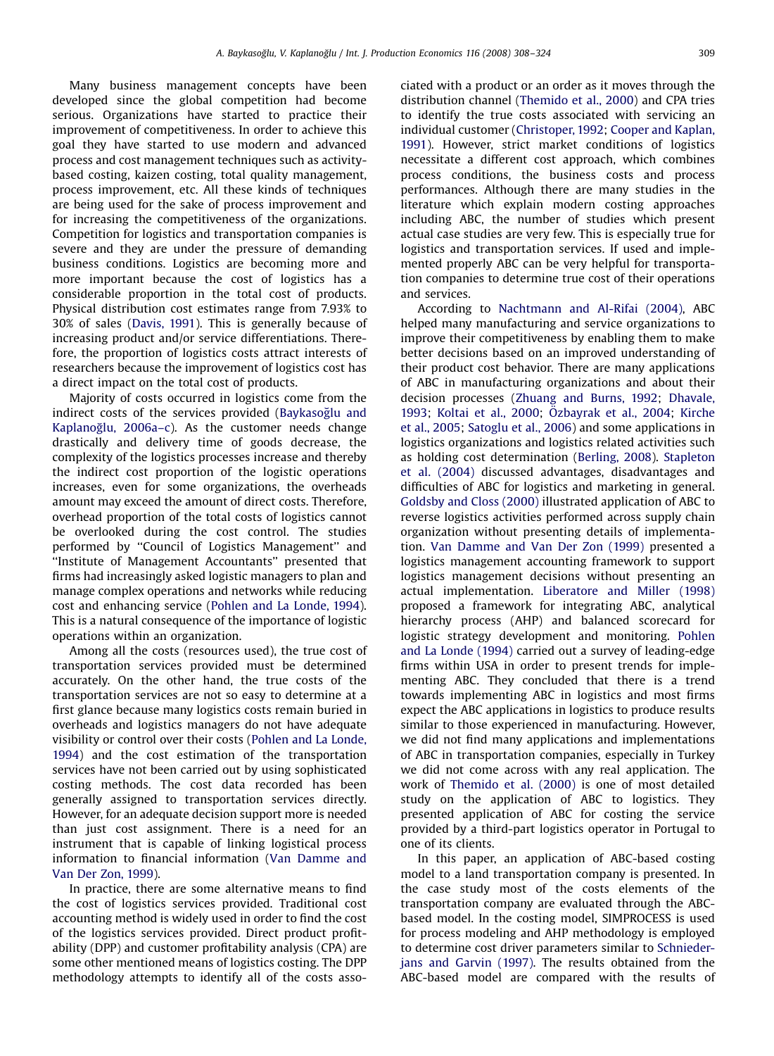Many business management concepts have been developed since the global competition had become serious. Organizations have started to practice their improvement of competitiveness. In order to achieve this goal they have started to use modern and advanced process and cost management techniques such as activity-based costing, kaizen costing, total quality management, process improvement, etc. All these kinds of techniques are being used for the sake of process improvement and for increasing the competitiveness of the organizations. Competition for logistics and transportation companies is severe and they are under the pressure of demanding business conditions. Logistics are becoming more and more important because the cost of logistics has a considerable proportion in the total cost of products. Physical distribution cost estimates range from 7.93% to 30% of sales (Davis, 1991). This is generally because of increasing product and/or service differentiations. Therefore, the proportion of logistics costs attract interests of researchers because the improvement of logistics cost has a direct impact on the total cost of products.

Majority of costs occurred in logistics come from the indirect costs of the services provided (Baykasoğlu and Kaplanoğlu, 2006a–c). As the customer needs change drastically and delivery time of goods decrease, the complexity of the logistics processes increase and thereby the indirect cost proportion of the logistic operations increases, even for some organizations, the overheads amount may exceed the amount of direct costs. Therefore, overhead proportion of the total costs of logistics cannot be overlooked during the cost control. The studies performed by "Council of Logistics Management" and "Institute of Management Accountants" presented that firms had increasingly asked logistic managers to plan and manage complex operations and networks while reducing cost and enhancing service (Pohlen and La Londe, 1994). This is a natural consequence of the importance of logistic operations within an organization.

Among all the costs (resources used), the true cost of transportation services provided must be determined accurately. On the other hand, the true costs of the transportation services are not so easy to determine at a first glance because many logistics costs remain buried in overheads and logistics managers do not have adequate visibility or control over their costs (Pohlen and La Londe, 1994) and the cost estimation of the transportation services have not been carried out by using sophisticated costing methods. The cost data recorded has been generally assigned to transportation services directly. However, for an adequate decision support more is needed than just cost assignment. There is a need for an instrument that is capable of linking logistical process information to financial information (Van Damme and Van Der Zon, 1999).

In practice, there are some alternative means to find the cost of logistics services provided. Traditional cost accounting method is widely used in order to find the cost of the logistics services provided. Direct product profitability (DPP) and customer profitability analysis (CPA) are some other mentioned means of logistics costing. The DPP methodology attempts to identify all of the costs associated with a product or an order as it moves through the distribution channel (Themido et al., 2000) and CPA tries to identify the true costs associated with servicing an individual customer (Christoper, 1992; Cooper and Kaplan, 1991). However, strict market conditions of logistics necessitate a different cost approach, which combines process conditions, the business costs and process performances. Although there are many studies in the literature which explain modern costing approaches including ABC, the number of studies which present actual case studies are very few. This is especially true for logistics and transportation services. If used and implemented properly ABC can be very helpful for transportation companies to determine true cost of their operations and services.

According to Nachtmann and Al-Rifai (2004), ABC helped many manufacturing and service organizations to improve their competitiveness by enabling them to make better decisions based on an improved understanding of their product cost behavior. There are many applications of ABC in manufacturing organizations and about their decision processes (Zhuang and Burns, 1992; Dhavale, 1993; Koltai et al., 2000; Özbayrak et al., 2004; Kirche et al., 2005; Satoglu et al., 2006) and some applications in logistics organizations and logistics related activities such as holding cost determination (Berling, 2008). Stapleton et al. (2004) discussed advantages, disadvantages and difficulties of ABC for logistics and marketing in general. Goldsby and Closs (2000) illustrated application of ABC to reverse logistics activities performed across supply chain organization without presenting details of implementation. Van Damme and Van Der Zon (1999) presented a logistics management accounting framework to support logistics management decisions without presenting an actual implementation. Liberatore and Miller (1998) proposed a framework for integrating ABC, analytical hierarchy process (AHP) and balanced scorecard for logistic strategy development and monitoring. Pohlen and La Londe (1994) carried out a survey of leading-edge firms within USA in order to present trends for implementing ABC. They concluded that there is a trend towards implementing ABC in logistics and most firms expect the ABC applications in logistics to produce results similar to those experienced in manufacturing. However, we did not find many applications and implementations of ABC in transportation companies, especially in Turkey we did not come across with any real application. The work of Themido et al. (2000) is one of most detailed study on the application of ABC to logistics. They presented application of ABC for costing the service provided by a third-part logistics operator in Portugal to one of its clients.

In this paper, an application of ABC-based costing model to a land transportation company is presented. In the case study most of the costs elements of the transportation company are evaluated through the ABC-based model. In the costing model, SIMPROCESS is used for process modeling and AHP methodology is employed to determine cost driver parameters similar to Schniederjans and Garvin (1997). The results obtained from the ABC-based model are compared with the results of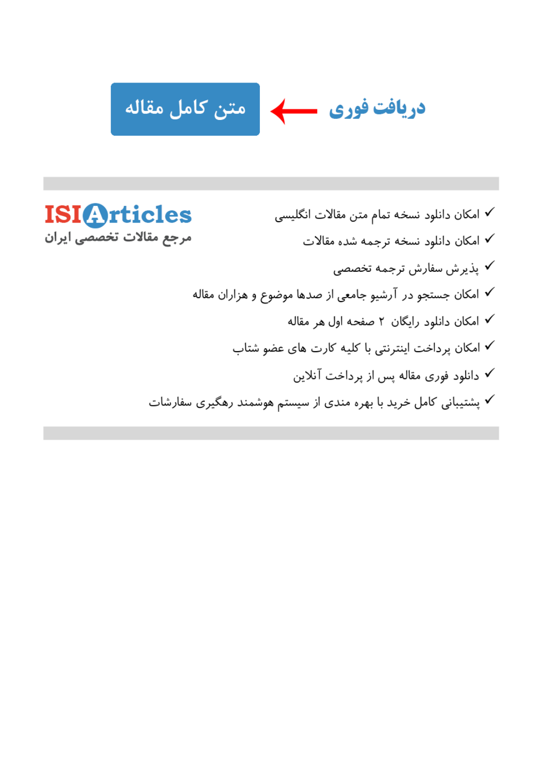دریافت فوری ← متن کامل مقاله

ISIArticles
مرجع مقالات تخصصی ایران

- ✓ امکان دانلود نسخه تمام متن مقالات انگلیسی
- ✓ امکان دانلود نسخه ترجمه شده مقالات
- ✓ پذیرش سفارش ترجمه تخصصی
- ✓ امکان جستجو در آرشیو جامعی از صدها موضوع و هزاران مقاله
- ✓ امکان دانلود رایگان ۲ صفحه اول هر مقاله
- ✓ امکان پرداخت اینترنتی با کلیه کارت های عضو شتاب
- ✓ دانلود فوری مقاله پس از پرداخت آنلاین
- ✓ پشتیبانی کامل خرید با بهره مندی از سیستم هوشمند رهگیری سفارشات